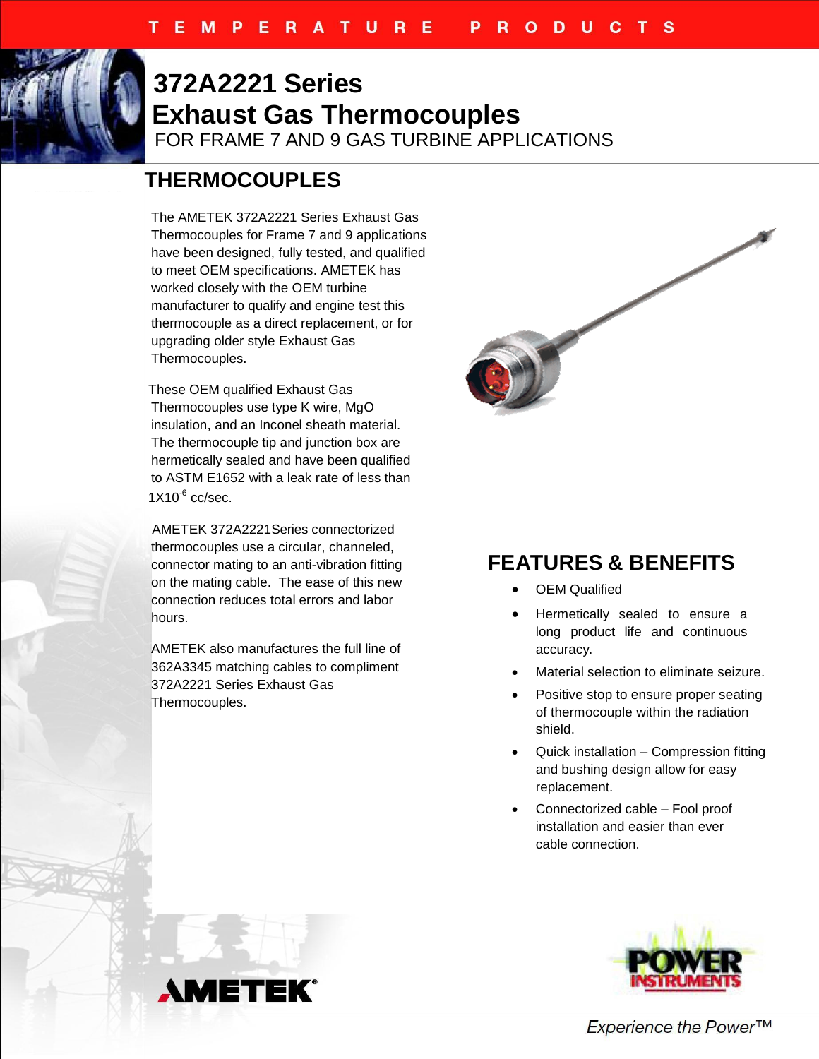TEMPERATURE PRODUCTS

# 372A2221 Series Exhaust Gas Thermocouples

FOR FRAME 7 AND 9 GAS TURBINE APPLICATIONS

## THERMOCOUPLES

The AMETEK 372A2221 Series Exhaust Gas Thermocouples for Frame 7 and 9 applications have been designed, fully tested, and qualified to meet OEM specifications. AMETEK has worked closely with the OEM turbine manufacturer to qualify and engine test this thermocouple as a direct replacement, or for upgrading older style Exhaust Gas Thermocouples.

These OEM qualified Exhaust Gas Thermocouples use type K wire, MgO insulation, and an Inconel sheath material. The thermocouple tip and junction box are hermetically sealed and have been qualified to ASTM E1652 with a leak rate of less than $1X10^{-6}$ cc/sec.

AMETEK 372A2221Series connectorized thermocouples use a circular, channeled, connector mating to an anti-vibration fitting on the mating cable. The ease of this new connection reduces total errors and labor hours.

AMETEK also manufactures the full line of 362A3345 matching cables to compliment 372A2221 Series Exhaust Gas Thermocouples.

## FEATURES & BENEFITS

- OEM Qualified
- Hermetically sealed to ensure a long product life and continuous accuracy.
- Material selection to eliminate seizure.
- Positive stop to ensure proper seating of thermocouple within the radiation shield.
- Quick installation – Compression fitting and bushing design allow for easy replacement.
- Connectorized cable – Fool proof installation and easier than ever cable connection.

AMETEK®

POWER INSTRUMENTS

*Experience the Power™*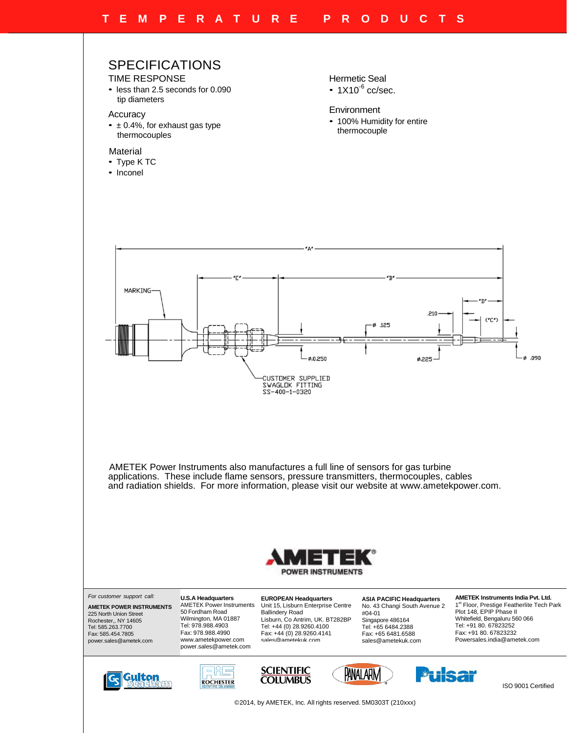# SPECIFICATIONS

## TIME RESPONSE

- less than 2.5 seconds for 0.090 tip diameters

## Accuracy

- ± 0.4%, for exhaust gas type thermocouples

## Material

- Type K TC
- Inconel

## Hermetic Seal

- $1X10^{-6}$ cc/sec.

## Environment

- 100% Humidity for entire thermocouple

"A"

"E"

"B"

MARKING

"D"

.210

"C"

ø .125

ø.0.250

ø.225

ø .090

CUSTOMER SUPPLIED
SWAGLOK FITTING
SS-400-1-0320

AMETEK Power Instruments also manufactures a full line of sensors for gas turbine applications. These include flame sensors, pressure transmitters, thermocouples, cables and radiation shields. For more information, please visit our website at www.ametekpower.com.

AMETEK POWER INSTRUMENTS

*For customer support call:*

**AMETEK POWER INSTRUMENTS**
225 North Union Street
Rochester,, NY 14605
Tel: 585.263.7700
Fax: 585.454.7805
power.sales@ametek.com

**U.S.A Headquarters**
AMETEK Power Instruments
50 Fordham Road
Wilmington, MA 01887
Tel: 978.988.4903
Fax: 978.988.4990
www.ametekpower.com
power.sales@ametek.com

**EUROPEAN Headquarters**
Unit 15, Lisburn Enterprise Centre
Ballindery Road
Lisburn, Co Antrim, UK. BT282BP
Tel: +44 (0) 28.9260.4100
Fax: +44 (0) 28.9260.4141
sales@ametekuk.com

**ASIA PACIFIC Headquarters**
No. 43 Changi South Avenue 2
#04-01
Singapore 486164
Tel: +65 6484.2388
Fax: +65 6481.6588
sales@ametekuk.com

**AMETEK Instruments India Pvt. Ltd.**
1st Floor, Prestige Featherlite Tech Park
Plot 148, EPIP Phase II
Whitefield, Bengaluru 560 066
Tel: +91 80. 67823252
Fax: +91 80. 67823232
Powersales.india@ametek.com

Gulton Statham | ROCHESTER SCIENTIFIC COLUMBUS | SCIENTIFIC COLUMBUS | PANALARM | Pulsar

ISO 9001 Certified

©2014, by AMETEK, Inc. All rights reserved. 5M0303T (210xxx)